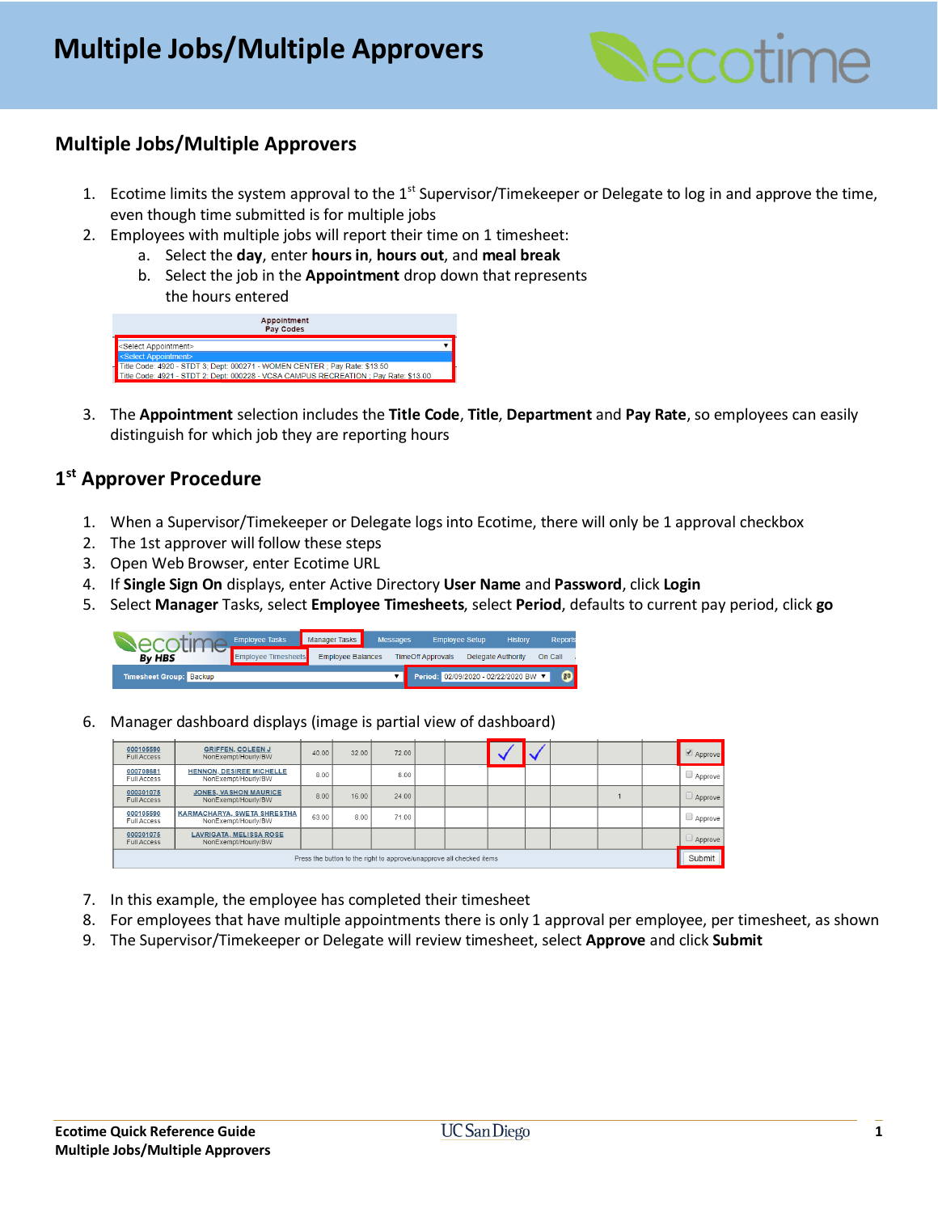# Multiple Jobs/Multiple Approvers

## Multiple Jobs/Multiple Approvers

1. Ecotime limits the system approval to the 1st Supervisor/Timekeeper or Delegate to log in and approve the time, even though time submitted is for multiple jobs
2. Employees with multiple jobs will report their time on 1 timesheet:
   a. Select the **day**, enter **hours in**, **hours out**, and **meal break**
   b. Select the job in the **Appointment** drop down that represents the hours entered
3. The **Appointment** selection includes the **Title Code**, **Title**, **Department** and **Pay Rate**, so employees can easily distinguish for which job they are reporting hours

## 1st Approver Procedure

1. When a Supervisor/Timekeeper or Delegate logs into Ecotime, there will only be 1 approval checkbox
2. The 1st approver will follow these steps
3. Open Web Browser, enter Ecotime URL
4. If **Single Sign On** displays, enter Active Directory **User Name** and **Password**, click **Login**
5. Select **Manager** Tasks, select **Employee Timesheets**, select **Period**, defaults to current pay period, click **go**
6. Manager dashboard displays (image is partial view of dashboard)
7. In this example, the employee has completed their timesheet
8. For employees that have multiple appointments there is only 1 approval per employee, per timesheet, as shown
9. The Supervisor/Timekeeper or Delegate will review timesheet, select **Approve** and click **Submit**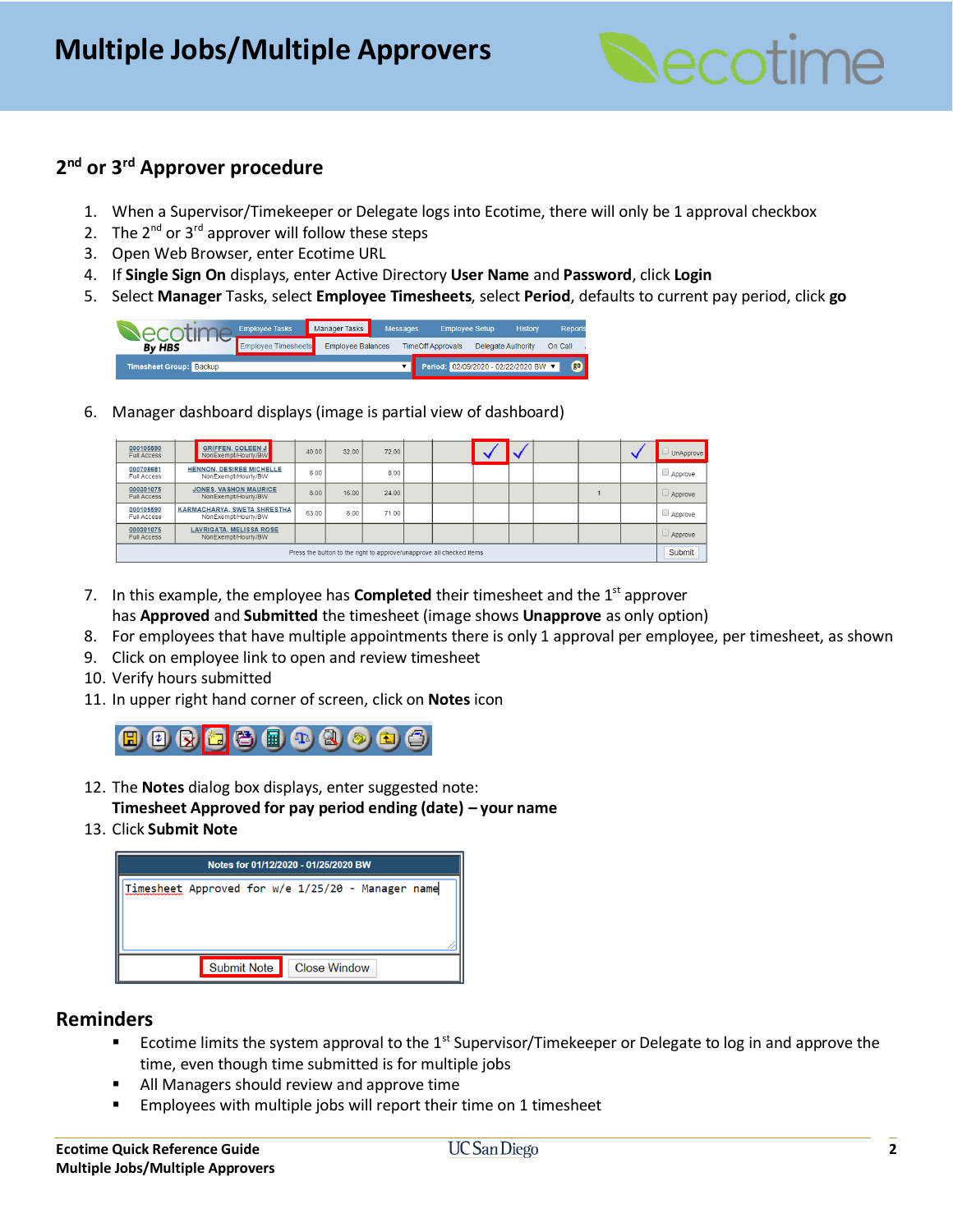## 2nd or 3rd Approver procedure

1. When a Supervisor/Timekeeper or Delegate logs into Ecotime, there will only be 1 approval checkbox
2. The 2nd or 3rd approver will follow these steps
3. Open Web Browser, enter Ecotime URL
4. If **Single Sign On** displays, enter Active Directory **User Name** and **Password**, click **Login**
5. Select **Manager** Tasks, select **Employee Timesheets**, select **Period**, defaults to current pay period, click **go**
6. Manager dashboard displays (image is partial view of dashboard)
7. In this example, the employee has **Completed** their timesheet and the 1st approver has **Approved** and **Submitted** the timesheet (image shows **Unapprove** as only option)
8. For employees that have multiple appointments there is only 1 approval per employee, per timesheet, as shown
9. Click on employee link to open and review timesheet
10. Verify hours submitted
11. In upper right hand corner of screen, click on **Notes** icon
12. The **Notes** dialog box displays, enter suggested note:
    **Timesheet Approved for pay period ending (date) – your name**
13. Click **Submit Note**

## Reminders

- Ecotime limits the system approval to the 1st Supervisor/Timekeeper or Delegate to log in and approve the time, even though time submitted is for multiple jobs
- All Managers should review and approve time
- Employees with multiple jobs will report their time on 1 timesheet